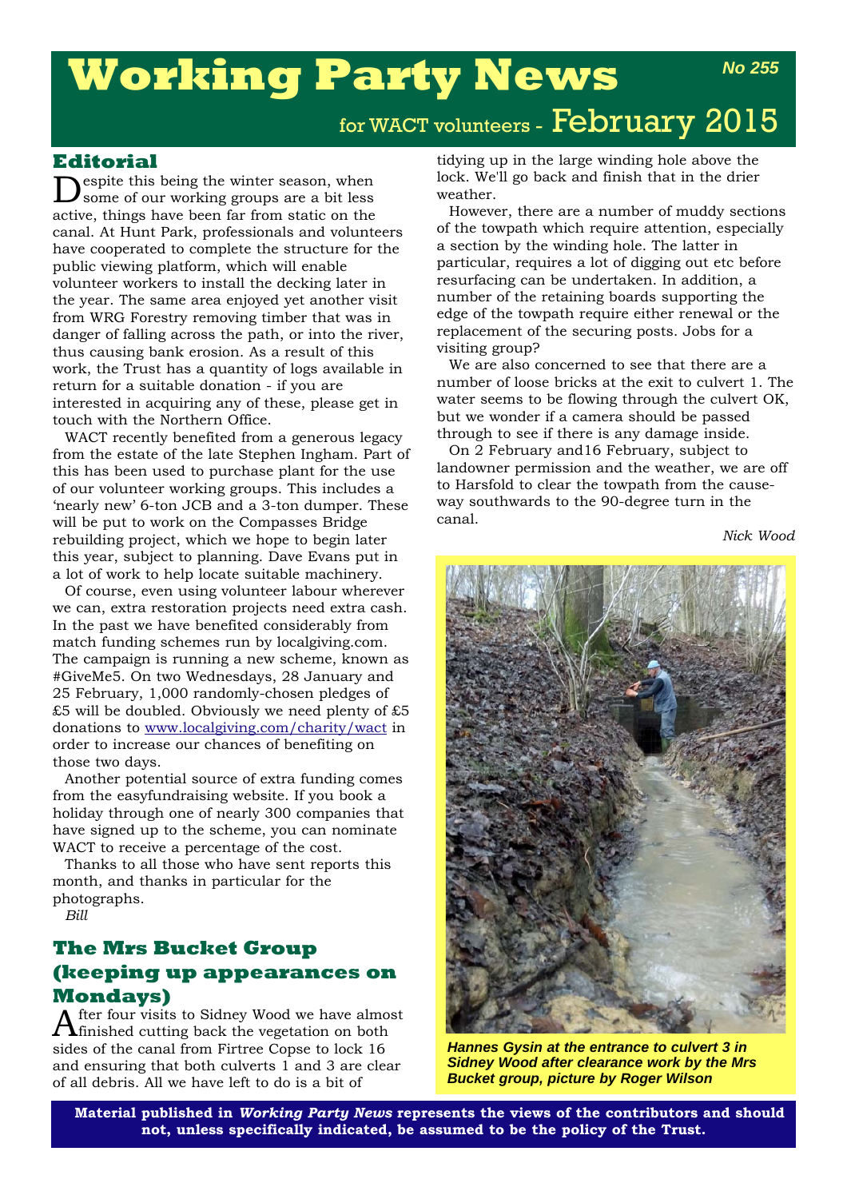# Working Party News

**No 255**

for WACT volunteers - February 2015

## Editorial

Despite this being the winter season, when some of our working groups are a bit less active, things have been far from static on the canal. At Hunt Park, professionals and volunteers have cooperated to complete the structure for the public viewing platform, which will enable volunteer workers to install the decking later in the year. The same area enjoyed yet another visit from WRG Forestry removing timber that was in danger of falling across the path, or into the river, thus causing bank erosion. As a result of this work, the Trust has a quantity of logs available in return for a suitable donation - if you are interested in acquiring any of these, please get in touch with the Northern Office.

WACT recently benefited from a generous legacy from the estate of the late Stephen Ingham. Part of this has been used to purchase plant for the use of our volunteer working groups. This includes a 'nearly new' 6-ton JCB and a 3-ton dumper. These will be put to work on the Compasses Bridge rebuilding project, which we hope to begin later this year, subject to planning. Dave Evans put in a lot of work to help locate suitable machinery.

Of course, even using volunteer labour wherever we can, extra restoration projects need extra cash. In the past we have benefited considerably from match funding schemes run by localgiving.com. The campaign is running a new scheme, known as #GiveMe5. On two Wednesdays, 28 January and 25 February, 1,000 randomly-chosen pledges of £5 will be doubled. Obviously we need plenty of £5 donations to www.localgiving.com/charity/wact in order to increase our chances of benefiting on those two days.

Another potential source of extra funding comes from the easyfundraising website. If you book a holiday through one of nearly 300 companies that have signed up to the scheme, you can nominate WACT to receive a percentage of the cost.

Thanks to all those who have sent reports this month, and thanks in particular for the photographs.

*Bill*

## The Mrs Bucket Group (keeping up appearances on Mondays)

After four visits to Sidney Wood we have almost finished cutting back the vegetation on both sides of the canal from Firtree Copse to lock 16 and ensuring that both culverts 1 and 3 are clear of all debris. All we have left to do is a bit of tidying up in the large winding hole above the lock. We'll go back and finish that in the drier weather.

However, there are a number of muddy sections of the towpath which require attention, especially a section by the winding hole. The latter in particular, requires a lot of digging out etc before resurfacing can be undertaken. In addition, a number of the retaining boards supporting the edge of the towpath require either renewal or the replacement of the securing posts. Jobs for a visiting group?

We are also concerned to see that there are a number of loose bricks at the exit to culvert 1. The water seems to be flowing through the culvert OK, but we wonder if a camera should be passed through to see if there is any damage inside.

On 2 February and16 February, subject to landowner permission and the weather, we are off to Harsfold to clear the towpath from the cause-way southwards to the 90-degree turn in the canal.

*Nick Wood*

***Hannes Gysin at the entrance to culvert 3 in Sidney Wood after clearance work by the Mrs Bucket group, picture by Roger Wilson***

**Material published in *Working Party News* represents the views of the contributors and should not, unless specifically indicated, be assumed to be the policy of the Trust.**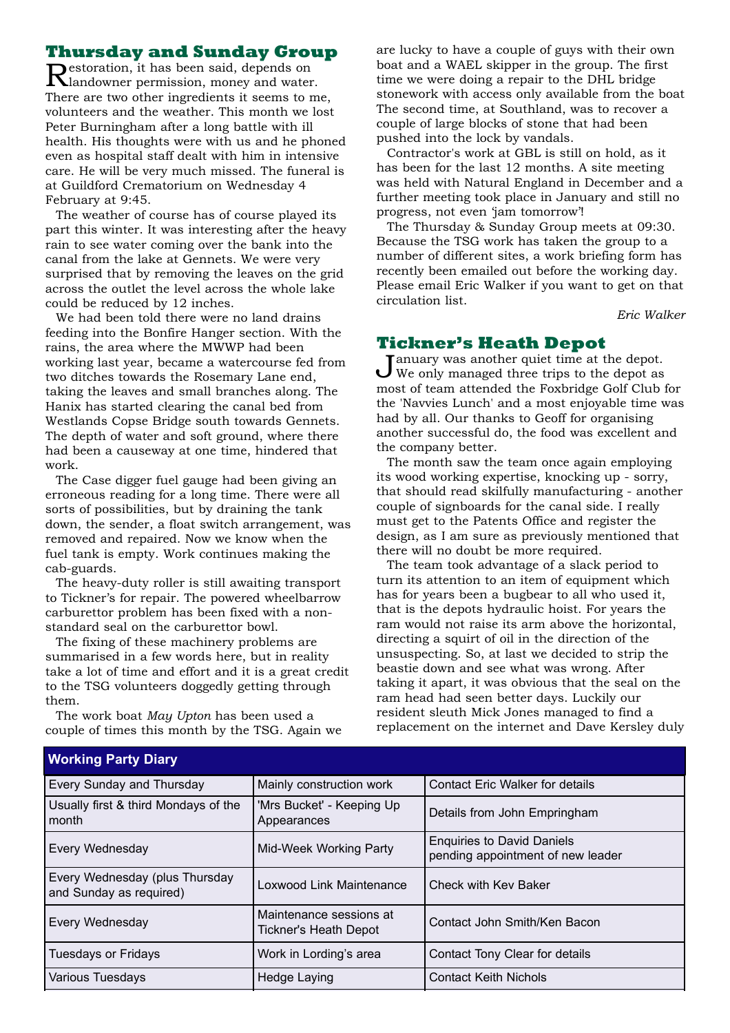## Thursday and Sunday Group

Restoration, it has been said, depends on landowner permission, money and water. There are two other ingredients it seems to me, volunteers and the weather. This month we lost Peter Burningham after a long battle with ill health. His thoughts were with us and he phoned even as hospital staff dealt with him in intensive care. He will be very much missed. The funeral is at Guildford Crematorium on Wednesday 4 February at 9:45.

The weather of course has of course played its part this winter. It was interesting after the heavy rain to see water coming over the bank into the canal from the lake at Gennets. We were very surprised that by removing the leaves on the grid across the outlet the level across the whole lake could be reduced by 12 inches.

We had been told there were no land drains feeding into the Bonfire Hanger section. With the rains, the area where the MWWP had been working last year, became a watercourse fed from two ditches towards the Rosemary Lane end, taking the leaves and small branches along. The Hanix has started clearing the canal bed from Westlands Copse Bridge south towards Gennets. The depth of water and soft ground, where there had been a causeway at one time, hindered that work.

The Case digger fuel gauge had been giving an erroneous reading for a long time. There were all sorts of possibilities, but by draining the tank down, the sender, a float switch arrangement, was removed and repaired. Now we know when the fuel tank is empty. Work continues making the cab-guards.

The heavy-duty roller is still awaiting transport to Tickner's for repair. The powered wheelbarrow carburettor problem has been fixed with a non-standard seal on the carburettor bowl.

The fixing of these machinery problems are summarised in a few words here, but in reality take a lot of time and effort and it is a great credit to the TSG volunteers doggedly getting through them.

The work boat *May Upton* has been used a couple of times this month by the TSG. Again we are lucky to have a couple of guys with their own boat and a WAEL skipper in the group. The first time we were doing a repair to the DHL bridge stonework with access only available from the boat The second time, at Southland, was to recover a couple of large blocks of stone that had been pushed into the lock by vandals.

Contractor's work at GBL is still on hold, as it has been for the last 12 months. A site meeting was held with Natural England in December and a further meeting took place in January and still no progress, not even 'jam tomorrow'!

The Thursday & Sunday Group meets at 09:30. Because the TSG work has taken the group to a number of different sites, a work briefing form has recently been emailed out before the working day. Please email Eric Walker if you want to get on that circulation list.

*Eric Walker*

## Tickner's Heath Depot

January was another quiet time at the depot. We only managed three trips to the depot as most of team attended the Foxbridge Golf Club for the 'Navvies Lunch' and a most enjoyable time was had by all. Our thanks to Geoff for organising another successful do, the food was excellent and the company better.

The month saw the team once again employing its wood working expertise, knocking up - sorry, that should read skilfully manufacturing - another couple of signboards for the canal side. I really must get to the Patents Office and register the design, as I am sure as previously mentioned that there will no doubt be more required.

The team took advantage of a slack period to turn its attention to an item of equipment which has for years been a bugbear to all who used it, that is the depots hydraulic hoist. For years the ram would not raise its arm above the horizontal, directing a squirt of oil in the direction of the unsuspecting. So, at last we decided to strip the beastie down and see what was wrong. After taking it apart, it was obvious that the seal on the ram head had seen better days. Luckily our resident sleuth Mick Jones managed to find a replacement on the internet and Dave Kersley duly

| Working Party Diary | | |
|---|---|---|
| Every Sunday and Thursday | Mainly construction work | Contact Eric Walker for details |
| Usually first & third Mondays of the month | 'Mrs Bucket' - Keeping Up Appearances | Details from John Empringham |
| Every Wednesday | Mid-Week Working Party | Enquiries to David Daniels pending appointment of new leader |
| Every Wednesday (plus Thursday and Sunday as required) | Loxwood Link Maintenance | Check with Kev Baker |
| Every Wednesday | Maintenance sessions at Tickner's Heath Depot | Contact John Smith/Ken Bacon |
| Tuesdays or Fridays | Work in Lording's area | Contact Tony Clear for details |
| Various Tuesdays | Hedge Laying | Contact Keith Nichols |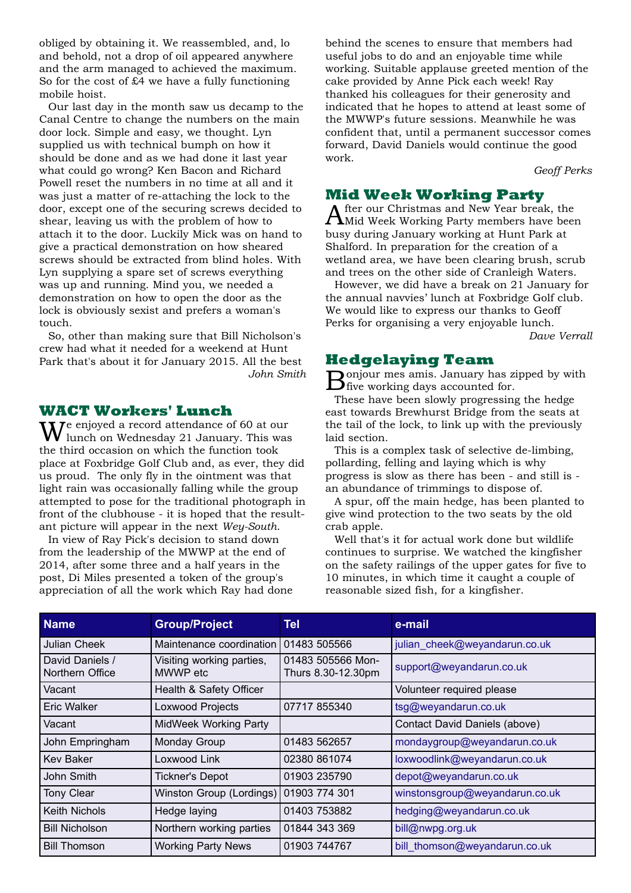obliged by obtaining it. We reassembled, and, lo and behold, not a drop of oil appeared anywhere and the arm managed to achieved the maximum. So for the cost of £4 we have a fully functioning mobile hoist.

Our last day in the month saw us decamp to the Canal Centre to change the numbers on the main door lock. Simple and easy, we thought. Lyn supplied us with technical bumph on how it should be done and as we had done it last year what could go wrong? Ken Bacon and Richard Powell reset the numbers in no time at all and it was just a matter of re-attaching the lock to the door, except one of the securing screws decided to shear, leaving us with the problem of how to attach it to the door. Luckily Mick was on hand to give a practical demonstration on how sheared screws should be extracted from blind holes. With Lyn supplying a spare set of screws everything was up and running. Mind you, we needed a demonstration on how to open the door as the lock is obviously sexist and prefers a woman's touch.

So, other than making sure that Bill Nicholson's crew had what it needed for a weekend at Hunt Park that's about it for January 2015. All the best

*John Smith*

## WACT Workers' Lunch

We enjoyed a record attendance of 60 at our lunch on Wednesday 21 January. This was the third occasion on which the function took place at Foxbridge Golf Club and, as ever, they did us proud. The only fly in the ointment was that light rain was occasionally falling while the group attempted to pose for the traditional photograph in front of the clubhouse - it is hoped that the resultant picture will appear in the next *Wey-South*.

In view of Ray Pick's decision to stand down from the leadership of the MWWP at the end of 2014, after some three and a half years in the post, Di Miles presented a token of the group's appreciation of all the work which Ray had done behind the scenes to ensure that members had useful jobs to do and an enjoyable time while working. Suitable applause greeted mention of the cake provided by Anne Pick each week! Ray thanked his colleagues for their generosity and indicated that he hopes to attend at least some of the MWWP's future sessions. Meanwhile he was confident that, until a permanent successor comes forward, David Daniels would continue the good work.

*Geoff Perks*

## Mid Week Working Party

After our Christmas and New Year break, the Mid Week Working Party members have been busy during January working at Hunt Park at Shalford. In preparation for the creation of a wetland area, we have been clearing brush, scrub and trees on the other side of Cranleigh Waters.

However, we did have a break on 21 January for the annual navvies' lunch at Foxbridge Golf club. We would like to express our thanks to Geoff Perks for organising a very enjoyable lunch.

*Dave Verrall*

## Hedgelaying Team

Bonjour mes amis. January has zipped by with five working days accounted for.

These have been slowly progressing the hedge east towards Brewhurst Bridge from the seats at the tail of the lock, to link up with the previously laid section.

This is a complex task of selective de-limbing, pollarding, felling and laying which is why progress is slow as there has been - and still is - an abundance of trimmings to dispose of.

A spur, off the main hedge, has been planted to give wind protection to the two seats by the old crab apple.

Well that's it for actual work done but wildlife continues to surprise. We watched the kingfisher on the safety railings of the upper gates for five to 10 minutes, in which time it caught a couple of reasonable sized fish, for a kingfisher.

| Name | Group/Project | Tel | e-mail |
|---|---|---|---|
| Julian Cheek | Maintenance coordination | 01483 505566 | julian_cheek@weyandarun.co.uk |
| David Daniels / Northern Office | Visiting working parties, MWWP etc | 01483 505566 Mon-Thurs 8.30-12.30pm | support@weyandarun.co.uk |
| Vacant | Health & Safety Officer | | Volunteer required please |
| Eric Walker | Loxwood Projects | 07717 855340 | tsg@weyandarun.co.uk |
| Vacant | MidWeek Working Party | | Contact David Daniels (above) |
| John Empringham | Monday Group | 01483 562657 | mondaygroup@weyandarun.co.uk |
| Kev Baker | Loxwood Link | 02380 861074 | loxwoodlink@weyandarun.co.uk |
| John Smith | Tickner's Depot | 01903 235790 | depot@weyandarun.co.uk |
| Tony Clear | Winston Group (Lordings) | 01903 774 301 | winstonsgroup@weyandarun.co.uk |
| Keith Nichols | Hedge laying | 01403 753882 | hedging@weyandarun.co.uk |
| Bill Nicholson | Northern working parties | 01844 343 369 | bill@nwpg.org.uk |
| Bill Thomson | Working Party News | 01903 744767 | bill_thomson@weyandarun.co.uk |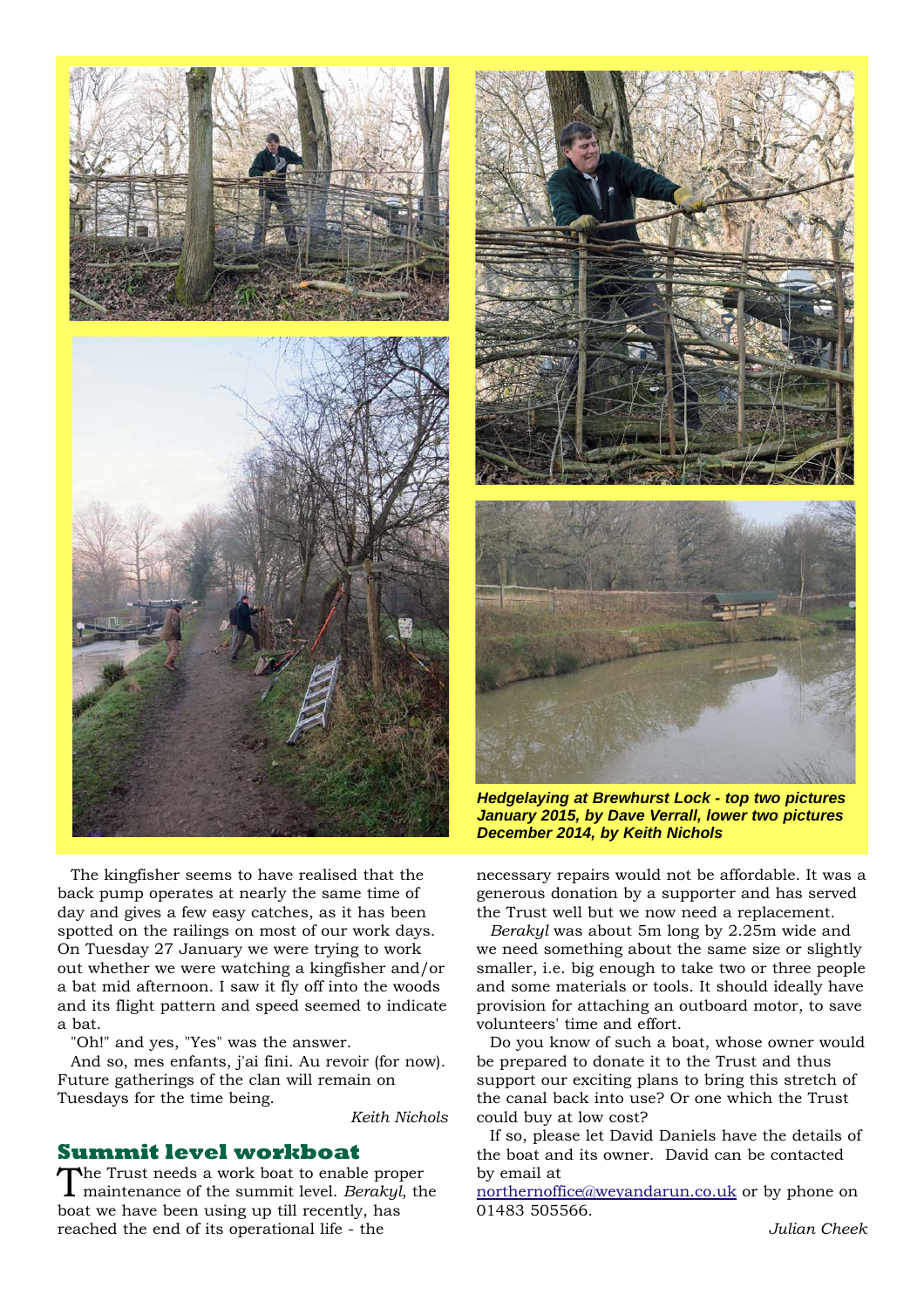***Hedgelaying at Brewhurst Lock - top two pictures January 2015, by Dave Verrall, lower two pictures December 2014, by Keith Nichols***

The kingfisher seems to have realised that the back pump operates at nearly the same time of day and gives a few easy catches, as it has been spotted on the railings on most of our work days. On Tuesday 27 January we were trying to work out whether we were watching a kingfisher and/or a bat mid afternoon. I saw it fly off into the woods and its flight pattern and speed seemed to indicate a bat.

"Oh!" and yes, "Yes" was the answer.

And so, mes enfants, j'ai fini. Au revoir (for now). Future gatherings of the clan will remain on Tuesdays for the time being.

*Keith Nichols*

## Summit level workboat

The Trust needs a work boat to enable proper maintenance of the summit level. *Berakyl*, the boat we have been using up till recently, has reached the end of its operational life - the necessary repairs would not be affordable. It was a generous donation by a supporter and has served the Trust well but we now need a replacement.

*Berakyl* was about 5m long by 2.25m wide and we need something about the same size or slightly smaller, i.e. big enough to take two or three people and some materials or tools. It should ideally have provision for attaching an outboard motor, to save volunteers' time and effort.

Do you know of such a boat, whose owner would be prepared to donate it to the Trust and thus support our exciting plans to bring this stretch of the canal back into use? Or one which the Trust could buy at low cost?

If so, please let David Daniels have the details of the boat and its owner. David can be contacted by email at northernoffice@weyandarun.co.uk or by phone on 01483 505566.

*Julian Cheek*